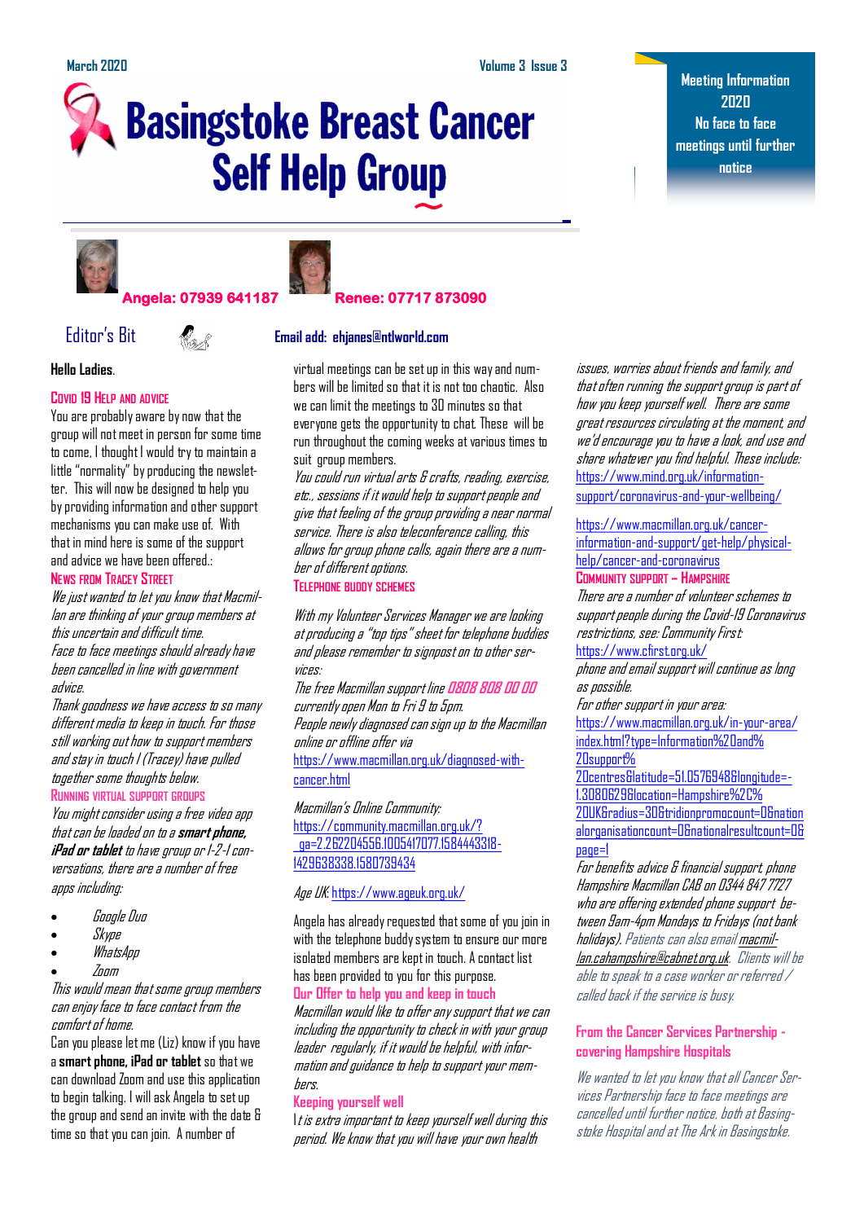March 2020 Volume 3 Issue 3

# Basingstoke Breast Cancer Self Help Group

**Meeting Information 2020**
**No face to face meetings until further notice**

**Angela: 07939 641187** **Renee: 07717 873090**

## Editor's Bit

**Email add: ehjanes@ntlworld.com**

**Hello Ladies.**

### Covid 19 Help and advice

You are probably aware by now that the group will not meet in person for some time to come, I thought I would try to maintain a little "normality" by producing the newsletter. This will now be designed to help you by providing information and other support mechanisms you can make use of. With that in mind here is some of the support and advice we have been offered.:

### News from Tracey Street

*We just wanted to let you know that Macmillan are thinking of your group members at this uncertain and difficult time.*

*Face to face meetings should already have been cancelled in line with government advice.*

*Thank goodness we have access to so many different media to keep in touch. For those still working out how to support members and stay in touch I (Tracey) have pulled together some thoughts below.*

### Running virtual support groups

*You might consider using a free video app that can be loaded on to a* ***smart phone, iPad or tablet*** *to have group or 1-2-1 conversations, there are a number of free apps including:*

- *Google Duo*
- *Skype*
- *WhatsApp*
- *Zoom*

*This would mean that some group members can enjoy face to face contact from the comfort of home.*

Can you please let me (Liz) know if you have a **smart phone, iPad or tablet** so that we can download Zoom and use this application to begin talking. I will ask Angela to set up the group and send an invite with the date & time so that you can join. A number of virtual meetings can be set up in this way and numbers will be limited so that it is not too chaotic. Also we can limit the meetings to 30 minutes so that everyone gets the opportunity to chat. These will be run throughout the coming weeks at various times to suit group members.

*You could run virtual arts & crafts, reading, exercise, etc., sessions if it would help to support people and give that feeling of the group providing a near normal service. There is also teleconference calling, this allows for group phone calls, again there are a number of different options.*

### Telephone buddy schemes

*With my Volunteer Services Manager we are looking at producing a "top tips" sheet for telephone buddies and please remember to signpost on to other services:*

*The free Macmillan support line 0808 808 00 00 currently open Mon to Fri 9 to 5pm.*

*People newly diagnosed can sign up to the Macmillan online or offline offer via* https://www.macmillan.org.uk/diagnosed-with-cancer.html

*Macmillan's Online Community:* https://community.macmillan.org.uk/?_ga=2.262204556.1005417077.1584443318-1429638338.1580739434

*Age UK:* https://www.ageuk.org.uk/

Angela has already requested that some of you join in with the telephone buddy system to ensure our more isolated members are kept in touch. A contact list has been provided to you for this purpose.

### Our Offer to help you and keep in touch

*Macmillan would like to offer any support that we can including the opportunity to check in with your group leader regularly, if it would be helpful, with information and guidance to help to support your members.*

### Keeping yourself well

*It is extra important to keep yourself well during this period. We know that you will have your own health issues, worries about friends and family, and that often running the support group is part of how you keep yourself well. There are some great resources circulating at the moment, and we'd encourage you to have a look, and use and share whatever you find helpful. These include:*

https://www.mind.org.uk/information-support/coronavirus-and-your-wellbeing/

https://www.macmillan.org.uk/cancer-information-and-support/get-help/physical-help/cancer-and-coronavirus

### Community Support – Hampshire

*There are a number of volunteer schemes to support people during the Covid-19 Coronavirus restrictions, see: Community First:* https://www.cfirst.org.uk/

*phone and email support will continue as long as possible.*

*For other support in your area:* https://www.macmillan.org.uk/in-your-area/index.html?type=Information%20and%20support%20centres&latitude=51.0576948&longitude=-1.3080629&location=Hampshire%2C%20UK&radius=30&tridionpromocount=0&nationalorganisationcount=0&nationalresultcount=0&page=1

*For benefits advice & financial support, phone Hampshire Macmillan CAB on 0344 847 7727 who are offering extended phone support between 9am-4pm Mondays to Fridays (not bank holidays). Patients can also email macmillan.cahampshire@cabnet.org.uk. Clients will be able to speak to a case worker or referred / called back if the service is busy.*

### From the Cancer Services Partnership - covering Hampshire Hospitals

*We wanted to let you know that all Cancer Services Partnership face to face meetings are cancelled until further notice, both at Basingstoke Hospital and at The Ark in Basingstoke.*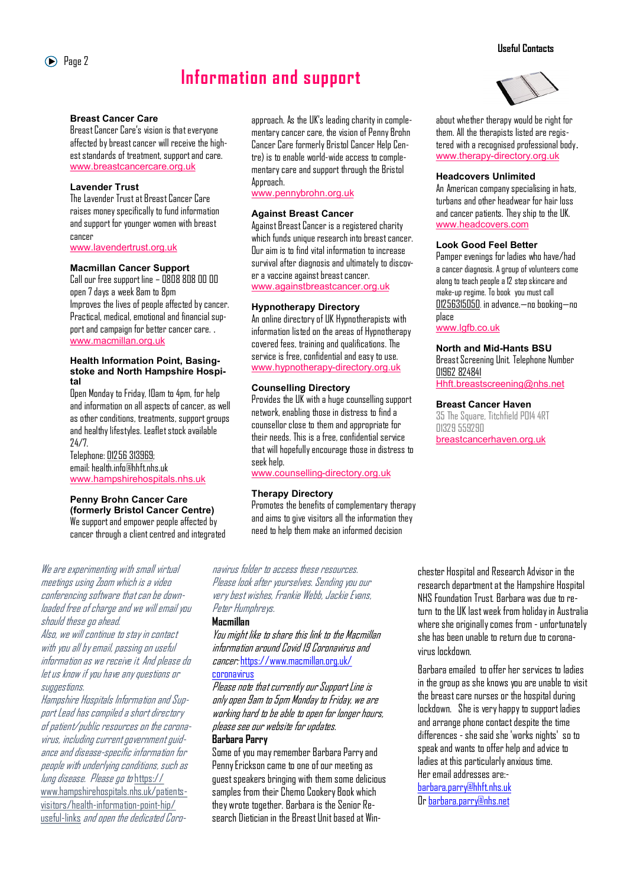# Information and support

Useful Contacts

### Breast Cancer Care

Breast Cancer Care's vision is that everyone affected by breast cancer will receive the highest standards of treatment, support and care.
www.breastcancercare.org.uk

### Lavender Trust

The Lavender Trust at Breast Cancer Care raises money specifically to fund information and support for younger women with breast cancer
www.lavendertrust.org.uk

### Macmillan Cancer Support

Call our free support line – 0808 808 00 00 open 7 days a week 8am to 8pm
Improves the lives of people affected by cancer. Practical, medical, emotional and financial support and campaign for better cancer care. .
www.macmillan.org.uk

### Health Information Point, Basingstoke and North Hampshire Hospital

Open Monday to Friday, 10am to 4pm, for help and information on all aspects of cancer, as well as other conditions, treatments, support groups and healthy lifestyles. Leaflet stock available 24/7.
Telephone: 01256 313969;
email: health.info@hhft.nhs.uk
www.hampshirehospitals.nhs.uk

### Penny Brohn Cancer Care (formerly Bristol Cancer Centre)

We support and empower people affected by cancer through a client centred and integrated approach. As the UK's leading charity in complementary cancer care, the vision of Penny Brohn Cancer Care formerly Bristol Cancer Help Centre) is to enable world-wide access to complementary care and support through the Bristol Approach.
www.pennybrohn.org.uk

### Against Breast Cancer

Against Breast Cancer is a registered charity which funds unique research into breast cancer. Our aim is to find vital information to increase survival after diagnosis and ultimately to discover a vaccine against breast cancer.
www.againstbreastcancer.org.uk

### Hypnotherapy Directory

An online directory of UK Hypnotherapists with information listed on the areas of Hypnotherapy covered fees, training and qualifications. The service is free, confidential and easy to use.
www.hypnotherapy-directory.org.uk

### Counselling Directory

Provides the UK with a huge counselling support network, enabling those in distress to find a counsellor close to them and appropriate for their needs. This is a free, confidential service that will hopefully encourage those in distress to seek help.
www.counselling-directory.org.uk

### Therapy Directory

Promotes the benefits of complementary therapy and aims to give visitors all the information they need to help them make an informed decision about whether therapy would be right for them. All the therapists listed are registered with a recognised professional body.
www.therapy-directory.org.uk

### Headcovers Unlimited

An American company specialising in hats, turbans and other headwear for hair loss and cancer patients. They ship to the UK.
www.headcovers.com

### Look Good Feel Better

Pamper evenings for ladies who have/had a cancer diagnosis. A group of volunteers come along to teach people a 12 step skincare and make-up regime. To book you must call 01256315050. in advance.—no booking—no place
www.lgfb.co.uk

### North and Mid-Hants BSU

Breast Screening Unit. Telephone Number 01962 824841
Hhft.breastscreening@nhs.net

### Breast Cancer Haven

35 The Square, Titchfield PO14 4RT
01329 559290
breastcancerhaven.org.uk

*We are experimenting with small virtual meetings using Zoom which is a video conferencing software that can be downloaded free of charge and we will email you should these go ahead.*

*Also, we will continue to stay in contact with you all by email, passing on useful information as we receive it. And please do let us know if you have any questions or suggestions.*

*Hampshire Hospitals Information and Support Lead has compiled a short directory of patient/public resources on the coronavirus, including current government guidance and disease-specific information for people with underlying conditions, such as lung disease. Please go to* https://www.hampshirehospitals.nhs.uk/patients-visitors/health-information-point-hip/useful-links *and open the dedicated Coronavirus folder to access these resources.*

*Please look after yourselves. Sending you our very best wishes, Frankie Webb, Jackie Evans, Peter Humphreys.*

**Macmillan**

*You might like to share this link to the Macmillan information around Covid 19 Coronavirus and cancer:* https://www.macmillan.org.uk/coronavirus

*Please note that currently our Support Line is only open 9am to 5pm Monday to Friday, we are working hard to be able to open for longer hours, please see our website for updates.*

**Barbara Parry**

Some of you may remember Barbara Parry and Penny Erickson came to one of our meeting as guest speakers bringing with them some delicious samples from their Chemo Cookery Book which they wrote together. Barbara is the Senior Research Dietician in the Breast Unit based at Winchester Hospital and Research Advisor in the research department at the Hampshire Hospital NHS Foundation Trust. Barbara was due to return to the UK last week from holiday in Australia where she originally comes from - unfortunately she has been unable to return due to coronavirus lockdown.

Barbara emailed to offer her services to ladies in the group as she knows you are unable to visit the breast care nurses or the hospital during lockdown. She is very happy to support ladies and arrange phone contact despite the time differences - she said she 'works nights' so to speak and wants to offer help and advice to ladies at this particularly anxious time.

Her email addresses are:-
barbara.parry@hhft.nhs.uk
Or barbara.parry@nhs.net